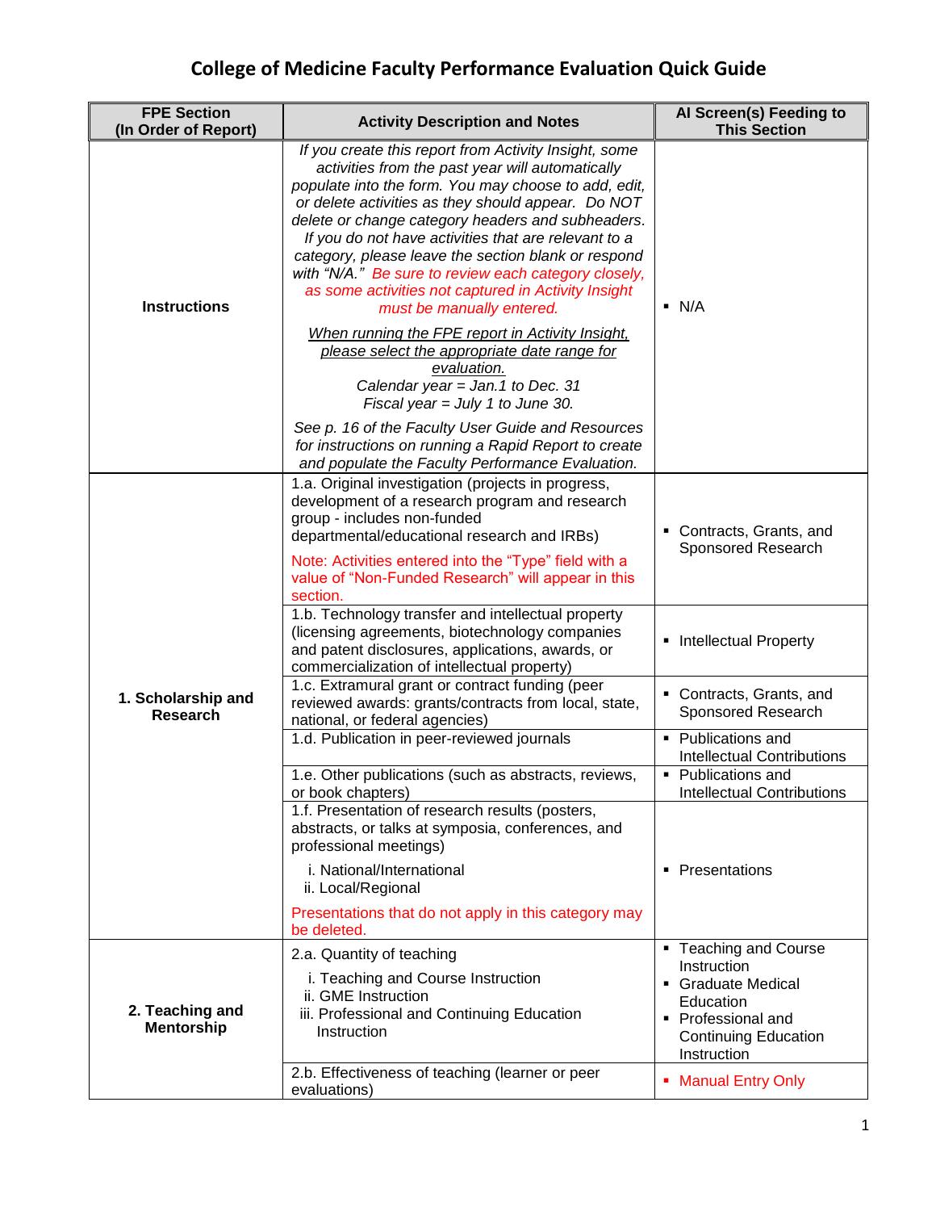# College of Medicine Faculty Performance Evaluation Quick Guide

| FPE Section (In Order of Report) | Activity Description and Notes | AI Screen(s) Feeding to This Section |
|---|---|---|
| **Instructions** | *If you create this report from Activity Insight, some activities from the past year will automatically populate into the form. You may choose to add, edit, or delete activities as they should appear. Do NOT delete or change category headers and subheaders. If you do not have activities that are relevant to a category, please leave the section blank or respond with "N/A." Be sure to review each category closely, as some activities not captured in Activity Insight must be manually entered.*<br><br>*When running the FPE report in Activity Insight, please select the appropriate date range for evaluation.*<br>*Calendar year = Jan.1 to Dec. 31*<br>*Fiscal year = July 1 to June 30.*<br><br>*See p. 16 of the Faculty User Guide and Resources for instructions on running a Rapid Report to create and populate the Faculty Performance Evaluation.* | ▪ N/A |
| **1. Scholarship and Research** | 1.a. Original investigation (projects in progress, development of a research program and research group - includes non-funded departmental/educational research and IRBs)<br><br>Note: Activities entered into the "Type" field with a value of "Non-Funded Research" will appear in this section. | ▪ Contracts, Grants, and Sponsored Research |
| | 1.b. Technology transfer and intellectual property (licensing agreements, biotechnology companies and patent disclosures, applications, awards, or commercialization of intellectual property) | ▪ Intellectual Property |
| | 1.c. Extramural grant or contract funding (peer reviewed awards: grants/contracts from local, state, national, or federal agencies) | ▪ Contracts, Grants, and Sponsored Research |
| | 1.d. Publication in peer-reviewed journals | ▪ Publications and Intellectual Contributions |
| | 1.e. Other publications (such as abstracts, reviews, or book chapters) | ▪ Publications and Intellectual Contributions |
| | 1.f. Presentation of research results (posters, abstracts, or talks at symposia, conferences, and professional meetings)<br>i. National/International<br>ii. Local/Regional<br><br>Presentations that do not apply in this category may be deleted. | ▪ Presentations |
| **2. Teaching and Mentorship** | 2.a. Quantity of teaching<br>i. Teaching and Course Instruction<br>ii. GME Instruction<br>iii. Professional and Continuing Education Instruction | ▪ Teaching and Course Instruction<br>▪ Graduate Medical Education<br>▪ Professional and Continuing Education Instruction |
| | 2.b. Effectiveness of teaching (learner or peer evaluations) | ▪ Manual Entry Only |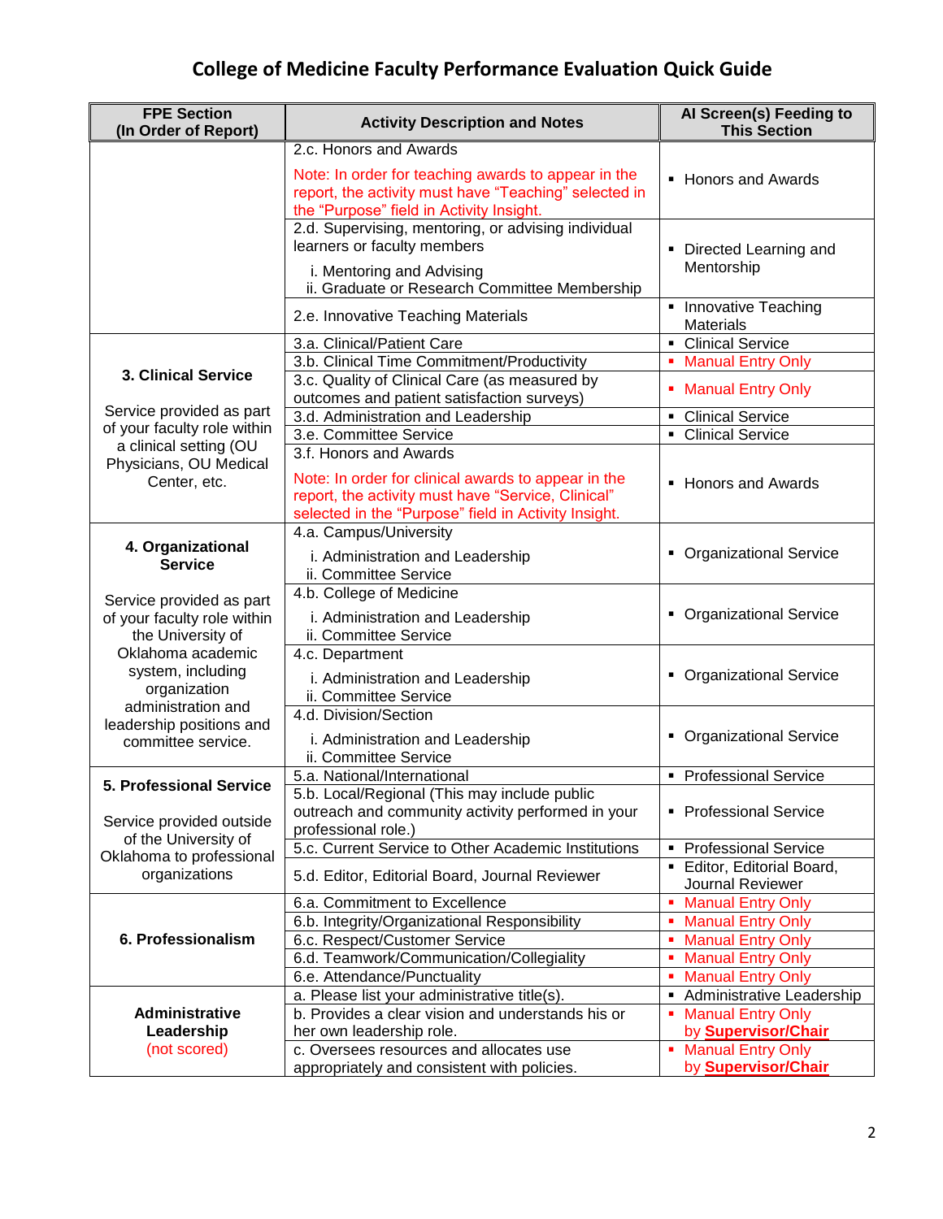# College of Medicine Faculty Performance Evaluation Quick Guide

| FPE Section (In Order of Report) | Activity Description and Notes | AI Screen(s) Feeding to This Section |
|---|---|---|
| | 2.c. Honors and Awards<br><br>Note: In order for teaching awards to appear in the report, the activity must have "Teaching" selected in the "Purpose" field in Activity Insight. | ▪ Honors and Awards |
| | 2.d. Supervising, mentoring, or advising individual learners or faculty members<br><br>i. Mentoring and Advising<br>ii. Graduate or Research Committee Membership | ▪ Directed Learning and Mentorship |
| | 2.e. Innovative Teaching Materials | ▪ Innovative Teaching Materials |
| **3. Clinical Service**<br><br>Service provided as part of your faculty role within a clinical setting (OU Physicians, OU Medical Center, etc. | 3.a. Clinical/Patient Care | ▪ Clinical Service |
| | 3.b. Clinical Time Commitment/Productivity | ▪ Manual Entry Only |
| | 3.c. Quality of Clinical Care (as measured by outcomes and patient satisfaction surveys) | ▪ Manual Entry Only |
| | 3.d. Administration and Leadership | ▪ Clinical Service |
| | 3.e. Committee Service | ▪ Clinical Service |
| | 3.f. Honors and Awards<br><br>Note: In order for clinical awards to appear in the report, the activity must have "Service, Clinical" selected in the "Purpose" field in Activity Insight. | ▪ Honors and Awards |
| **4. Organizational Service**<br><br>Service provided as part of your faculty role within the University of Oklahoma academic system, including organization administration and leadership positions and committee service. | 4.a. Campus/University<br><br>i. Administration and Leadership<br>ii. Committee Service | ▪ Organizational Service |
| | 4.b. College of Medicine<br><br>i. Administration and Leadership<br>ii. Committee Service | ▪ Organizational Service |
| | 4.c. Department<br><br>i. Administration and Leadership<br>ii. Committee Service | ▪ Organizational Service |
| | 4.d. Division/Section<br><br>i. Administration and Leadership<br>ii. Committee Service | ▪ Organizational Service |
| **5. Professional Service**<br><br>Service provided outside of the University of Oklahoma to professional organizations | 5.a. National/International | ▪ Professional Service |
| | 5.b. Local/Regional (This may include public outreach and community activity performed in your professional role.) | ▪ Professional Service |
| | 5.c. Current Service to Other Academic Institutions | ▪ Professional Service |
| | 5.d. Editor, Editorial Board, Journal Reviewer | ▪ Editor, Editorial Board, Journal Reviewer |
| **6. Professionalism** | 6.a. Commitment to Excellence | ▪ Manual Entry Only |
| | 6.b. Integrity/Organizational Responsibility | ▪ Manual Entry Only |
| | 6.c. Respect/Customer Service | ▪ Manual Entry Only |
| | 6.d. Teamwork/Communication/Collegiality | ▪ Manual Entry Only |
| | 6.e. Attendance/Punctuality | ▪ Manual Entry Only |
| **Administrative Leadership**<br>(not scored) | a. Please list your administrative title(s). | ▪ Administrative Leadership |
| | b. Provides a clear vision and understands his or her own leadership role. | ▪ Manual Entry Only by **Supervisor/Chair** |
| | c. Oversees resources and allocates use appropriately and consistent with policies. | ▪ Manual Entry Only by **Supervisor/Chair** |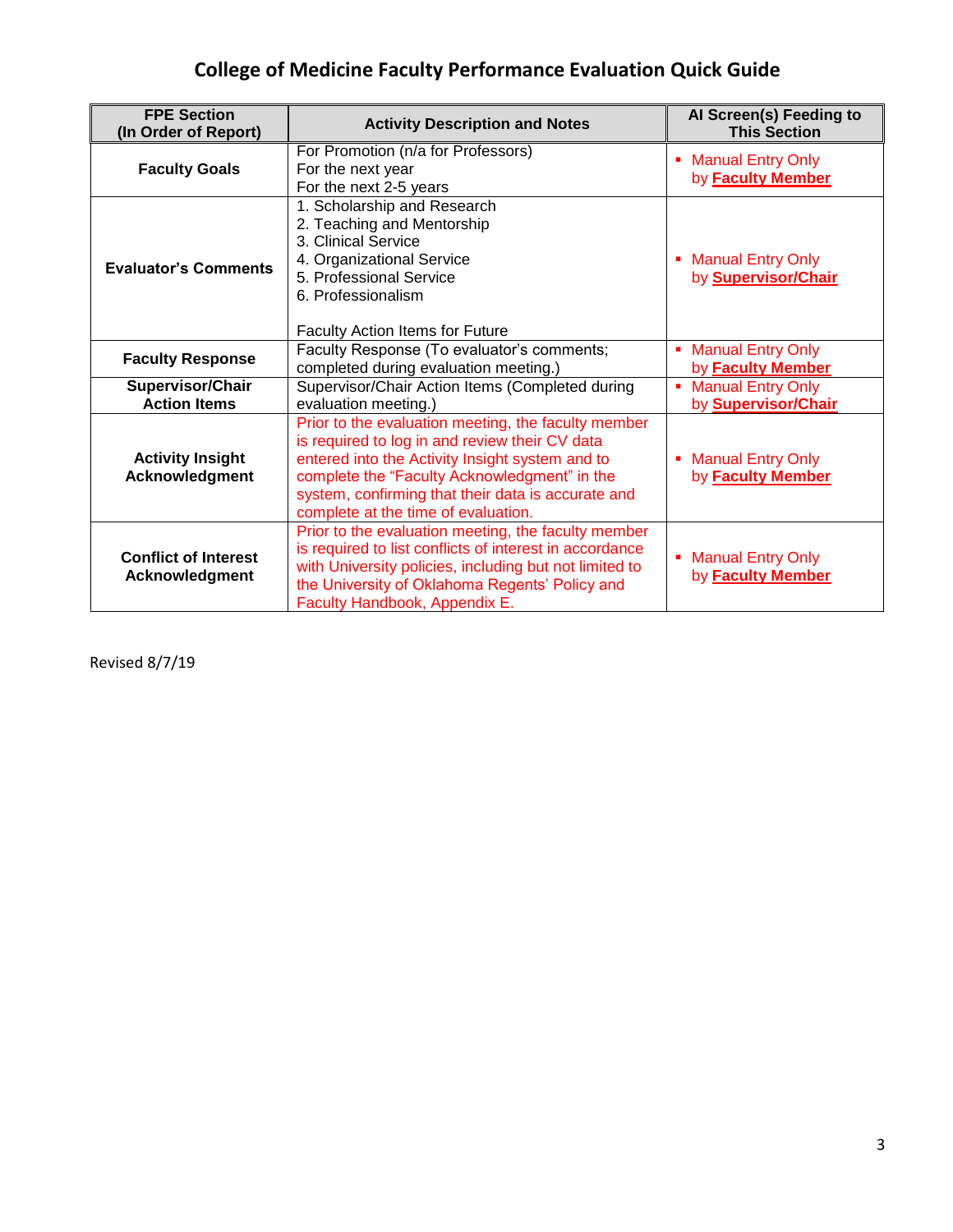# College of Medicine Faculty Performance Evaluation Quick Guide

| FPE Section (In Order of Report) | Activity Description and Notes | AI Screen(s) Feeding to This Section |
|---|---|---|
| **Faculty Goals** | For Promotion (n/a for Professors)<br>For the next year<br>For the next 2-5 years | ▪ Manual Entry Only by **Faculty Member** |
| **Evaluator's Comments** | 1. Scholarship and Research<br>2. Teaching and Mentorship<br>3. Clinical Service<br>4. Organizational Service<br>5. Professional Service<br>6. Professionalism<br><br>Faculty Action Items for Future | ▪ Manual Entry Only by **Supervisor/Chair** |
| **Faculty Response** | Faculty Response (To evaluator's comments; completed during evaluation meeting.) | ▪ Manual Entry Only by **Faculty Member** |
| **Supervisor/Chair Action Items** | Supervisor/Chair Action Items (Completed during evaluation meeting.) | ▪ Manual Entry Only by **Supervisor/Chair** |
| **Activity Insight Acknowledgment** | Prior to the evaluation meeting, the faculty member is required to log in and review their CV data entered into the Activity Insight system and to complete the "Faculty Acknowledgment" in the system, confirming that their data is accurate and complete at the time of evaluation. | ▪ Manual Entry Only by **Faculty Member** |
| **Conflict of Interest Acknowledgment** | Prior to the evaluation meeting, the faculty member is required to list conflicts of interest in accordance with University policies, including but not limited to the University of Oklahoma Regents' Policy and Faculty Handbook, Appendix E. | ▪ Manual Entry Only by **Faculty Member** |

Revised 8/7/19